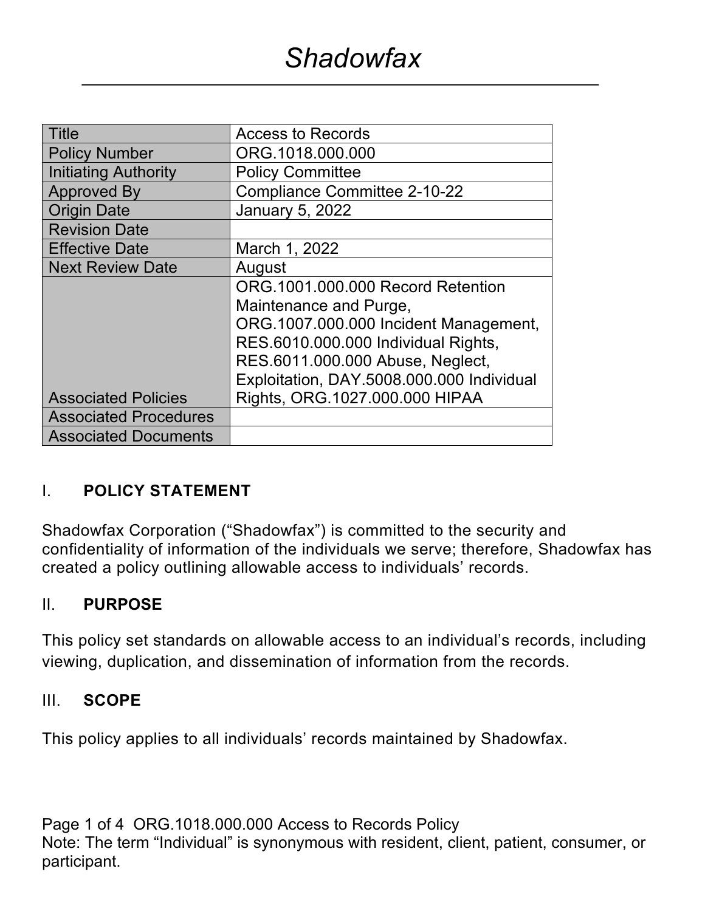# *Shadowfax*

| Title | Access to Records |
|---|---|
| Policy Number | ORG.1018.000.000 |
| Initiating Authority | Policy Committee |
| Approved By | Compliance Committee 2-10-22 |
| Origin Date | January 5, 2022 |
| Revision Date | |
| Effective Date | March 1, 2022 |
| Next Review Date | August |
| Associated Policies | ORG.1001.000.000 Record Retention Maintenance and Purge, ORG.1007.000.000 Incident Management, RES.6010.000.000 Individual Rights, RES.6011.000.000 Abuse, Neglect, Exploitation, DAY.5008.000.000 Individual Rights, ORG.1027.000.000 HIPAA |
| Associated Procedures | |
| Associated Documents | |

## I. POLICY STATEMENT

Shadowfax Corporation ("Shadowfax") is committed to the security and confidentiality of information of the individuals we serve; therefore, Shadowfax has created a policy outlining allowable access to individuals' records.

## II. PURPOSE

This policy set standards on allowable access to an individual's records, including viewing, duplication, and dissemination of information from the records.

## III. SCOPE

This policy applies to all individuals' records maintained by Shadowfax.

Note: The term "Individual" is synonymous with resident, client, patient, consumer, or participant.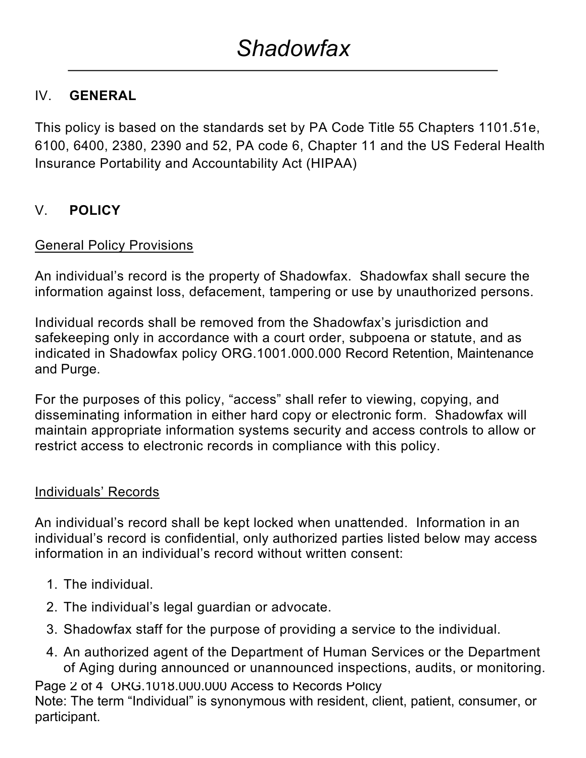## IV. GENERAL

This policy is based on the standards set by PA Code Title 55 Chapters 1101.51e, 6100, 6400, 2380, 2390 and 52, PA code 6, Chapter 11 and the US Federal Health Insurance Portability and Accountability Act (HIPAA)

## V. POLICY

General Policy Provisions

An individual's record is the property of Shadowfax. Shadowfax shall secure the information against loss, defacement, tampering or use by unauthorized persons.

Individual records shall be removed from the Shadowfax's jurisdiction and safekeeping only in accordance with a court order, subpoena or statute, and as indicated in Shadowfax policy ORG.1001.000.000 Record Retention, Maintenance and Purge.

For the purposes of this policy, "access" shall refer to viewing, copying, and disseminating information in either hard copy or electronic form. Shadowfax will maintain appropriate information systems security and access controls to allow or restrict access to electronic records in compliance with this policy.

Individuals' Records

An individual's record shall be kept locked when unattended. Information in an individual's record is confidential, only authorized parties listed below may access information in an individual's record without written consent:

1. The individual.
2. The individual's legal guardian or advocate.
3. Shadowfax staff for the purpose of providing a service to the individual.
4. An authorized agent of the Department of Human Services or the Department of Aging during announced or unannounced inspections, audits, or monitoring.

Note: The term "Individual" is synonymous with resident, client, patient, consumer, or participant.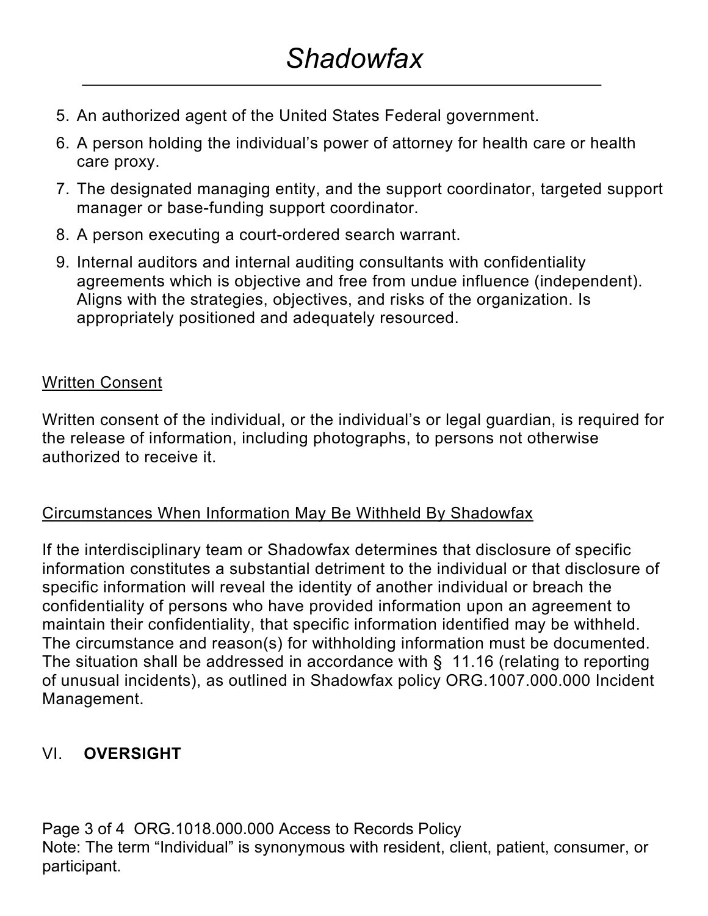5. An authorized agent of the United States Federal government.
6. A person holding the individual's power of attorney for health care or health care proxy.
7. The designated managing entity, and the support coordinator, targeted support manager or base-funding support coordinator.
8. A person executing a court-ordered search warrant.
9. Internal auditors and internal auditing consultants with confidentiality agreements which is objective and free from undue influence (independent). Aligns with the strategies, objectives, and risks of the organization. Is appropriately positioned and adequately resourced.

<u>Written Consent</u>

Written consent of the individual, or the individual's or legal guardian, is required for the release of information, including photographs, to persons not otherwise authorized to receive it.

<u>Circumstances When Information May Be Withheld By Shadowfax</u>

If the interdisciplinary team or Shadowfax determines that disclosure of specific information constitutes a substantial detriment to the individual or that disclosure of specific information will reveal the identity of another individual or breach the confidentiality of persons who have provided information upon an agreement to maintain their confidentiality, that specific information identified may be withheld. The circumstance and reason(s) for withholding information must be documented. The situation shall be addressed in accordance with § 11.16 (relating to reporting of unusual incidents), as outlined in Shadowfax policy ORG.1007.000.000 Incident Management.

## VI. **OVERSIGHT**

Note: The term "Individual" is synonymous with resident, client, patient, consumer, or participant.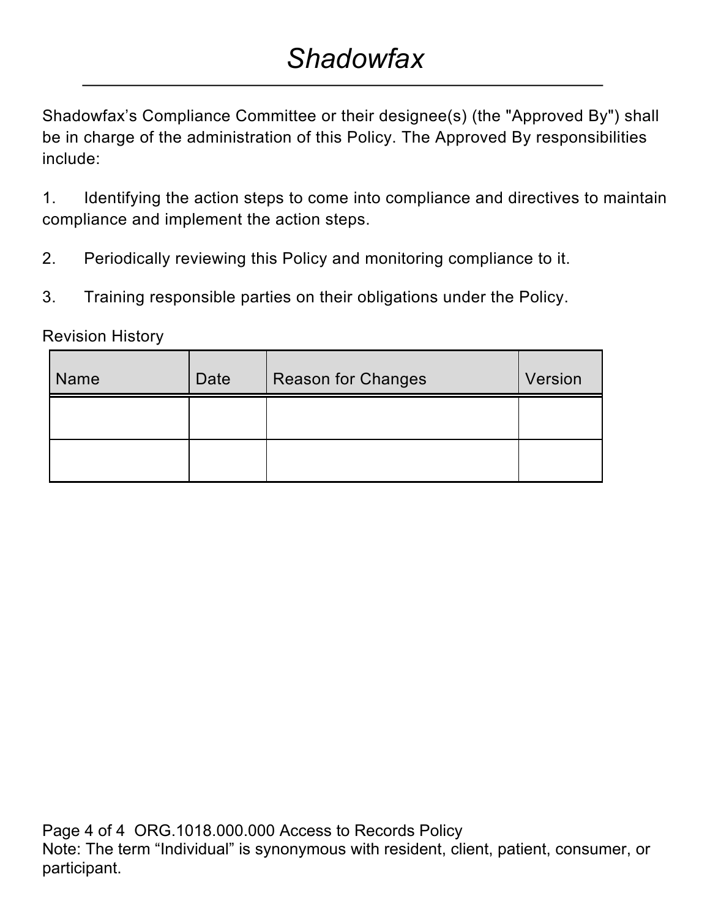Shadowfax's Compliance Committee or their designee(s) (the "Approved By") shall be in charge of the administration of this Policy. The Approved By responsibilities include:

1. Identifying the action steps to come into compliance and directives to maintain compliance and implement the action steps.

2. Periodically reviewing this Policy and monitoring compliance to it.

3. Training responsible parties on their obligations under the Policy.

Revision History

| Name | Date | Reason for Changes | Version |
|---|---|---|---|
| | | | |
| | | | |

Note: The term "Individual" is synonymous with resident, client, patient, consumer, or participant.